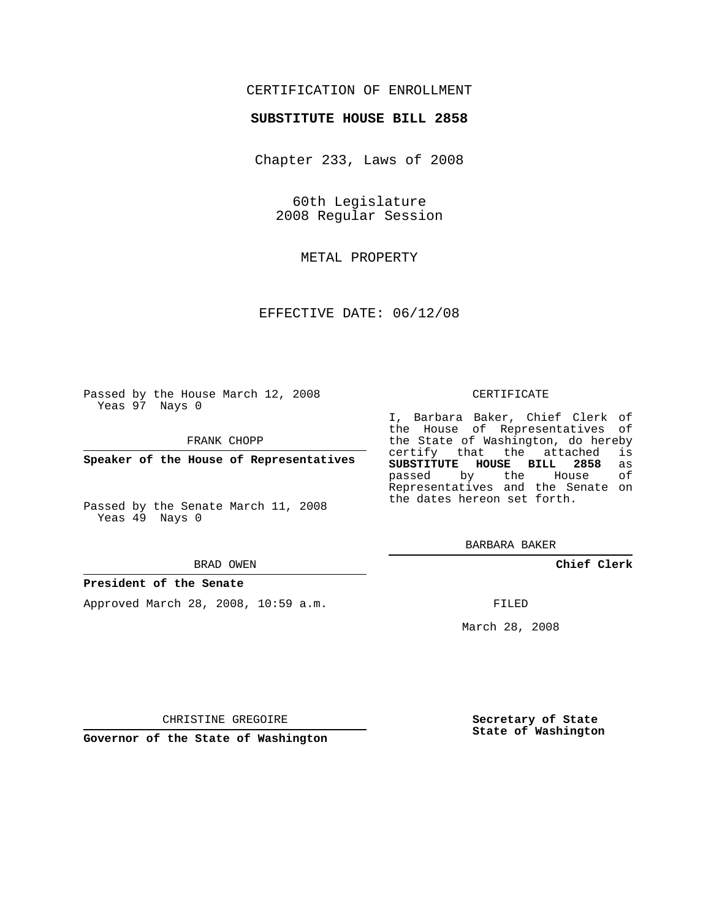CERTIFICATION OF ENROLLMENT

**SUBSTITUTE HOUSE BILL 2858**

Chapter 233, Laws of 2008

60th Legislature
2008 Regular Session

METAL PROPERTY

EFFECTIVE DATE: 06/12/08

Passed by the House March 12, 2008
Yeas 97 Nays 0

FRANK CHOPP

**Speaker of the House of Representatives**

Passed by the Senate March 11, 2008
Yeas 49 Nays 0

BRAD OWEN

**President of the Senate**

Approved March 28, 2008, 10:59 a.m.

CHRISTINE GREGOIRE

**Governor of the State of Washington**

CERTIFICATE

I, Barbara Baker, Chief Clerk of the House of Representatives of the State of Washington, do hereby certify that the attached is **SUBSTITUTE HOUSE BILL 2858** as passed by the House of Representatives and the Senate on the dates hereon set forth.

BARBARA BAKER

**Chief Clerk**

FILED

March 28, 2008

**Secretary of State**
**State of Washington**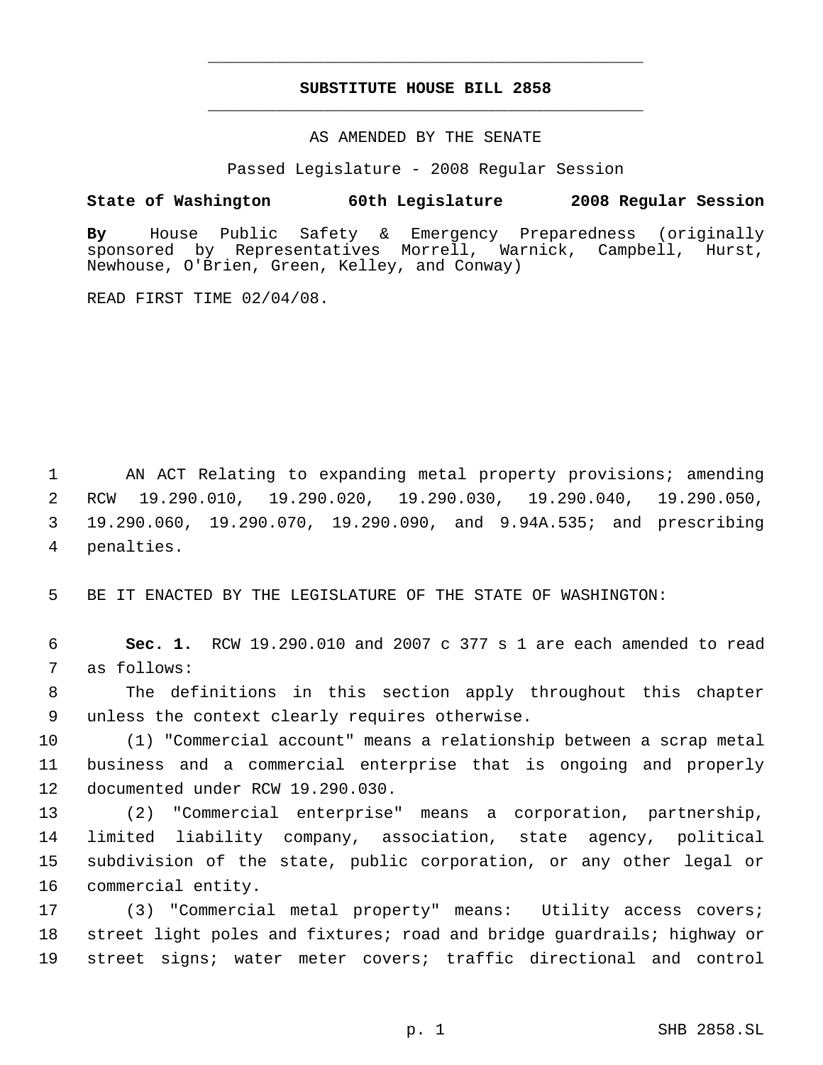# SUBSTITUTE HOUSE BILL 2858

AS AMENDED BY THE SENATE

Passed Legislature - 2008 Regular Session

**State of Washington 60th Legislature 2008 Regular Session**

**By** House Public Safety & Emergency Preparedness (originally sponsored by Representatives Morrell, Warnick, Campbell, Hurst, Newhouse, O'Brien, Green, Kelley, and Conway)

READ FIRST TIME 02/04/08.

AN ACT Relating to expanding metal property provisions; amending RCW 19.290.010, 19.290.020, 19.290.030, 19.290.040, 19.290.050, 19.290.060, 19.290.070, 19.290.090, and 9.94A.535; and prescribing penalties.

BE IT ENACTED BY THE LEGISLATURE OF THE STATE OF WASHINGTON:

**Sec. 1.** RCW 19.290.010 and 2007 c 377 s 1 are each amended to read as follows:

The definitions in this section apply throughout this chapter unless the context clearly requires otherwise.

(1) "Commercial account" means a relationship between a scrap metal business and a commercial enterprise that is ongoing and properly documented under RCW 19.290.030.

(2) "Commercial enterprise" means a corporation, partnership, limited liability company, association, state agency, political subdivision of the state, public corporation, or any other legal or commercial entity.

(3) "Commercial metal property" means: Utility access covers; street light poles and fixtures; road and bridge guardrails; highway or street signs; water meter covers; traffic directional and control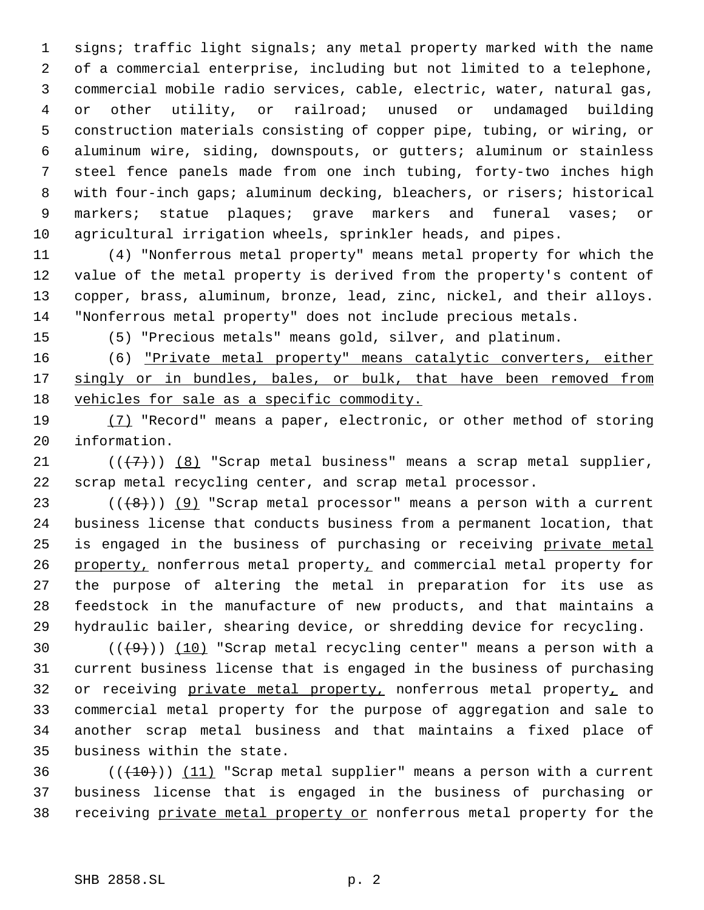signs; traffic light signals; any metal property marked with the name of a commercial enterprise, including but not limited to a telephone, commercial mobile radio services, cable, electric, water, natural gas, or other utility, or railroad; unused or undamaged building construction materials consisting of copper pipe, tubing, or wiring, or aluminum wire, siding, downspouts, or gutters; aluminum or stainless steel fence panels made from one inch tubing, forty-two inches high with four-inch gaps; aluminum decking, bleachers, or risers; historical markers; statue plaques; grave markers and funeral vases; or agricultural irrigation wheels, sprinkler heads, and pipes.

(4) "Nonferrous metal property" means metal property for which the value of the metal property is derived from the property's content of copper, brass, aluminum, bronze, lead, zinc, nickel, and their alloys. "Nonferrous metal property" does not include precious metals.

(5) "Precious metals" means gold, silver, and platinum.

(6) "Private metal property" means catalytic converters, either singly or in bundles, bales, or bulk, that have been removed from vehicles for sale as a specific commodity.

(7) "Record" means a paper, electronic, or other method of storing information.

(((7))) (8) "Scrap metal business" means a scrap metal supplier, scrap metal recycling center, and scrap metal processor.

(((8))) (9) "Scrap metal processor" means a person with a current business license that conducts business from a permanent location, that is engaged in the business of purchasing or receiving private metal property, nonferrous metal property, and commercial metal property for the purpose of altering the metal in preparation for its use as feedstock in the manufacture of new products, and that maintains a hydraulic bailer, shearing device, or shredding device for recycling.

(((9))) (10) "Scrap metal recycling center" means a person with a current business license that is engaged in the business of purchasing or receiving private metal property, nonferrous metal property, and commercial metal property for the purpose of aggregation and sale to another scrap metal business and that maintains a fixed place of business within the state.

(((10))) (11) "Scrap metal supplier" means a person with a current business license that is engaged in the business of purchasing or receiving private metal property or nonferrous metal property for the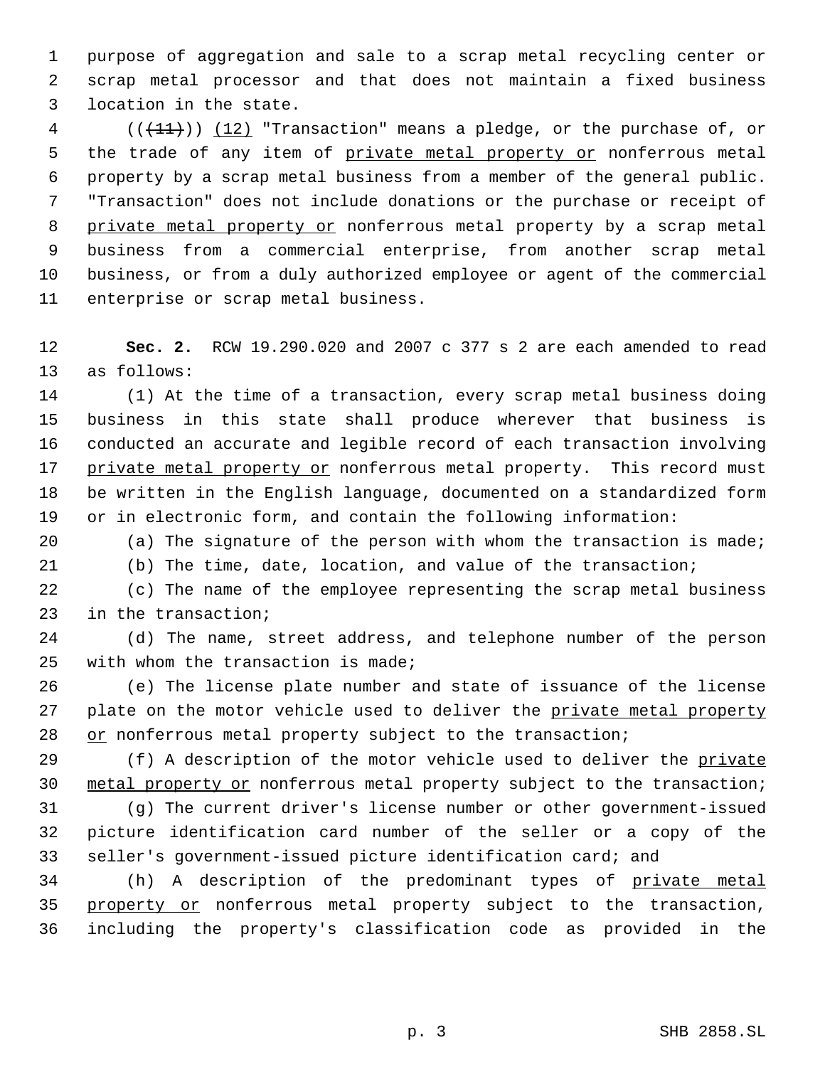purpose of aggregation and sale to a scrap metal recycling center or scrap metal processor and that does not maintain a fixed business location in the state.

(((11))) (12) "Transaction" means a pledge, or the purchase of, or the trade of any item of private metal property or nonferrous metal property by a scrap metal business from a member of the general public. "Transaction" does not include donations or the purchase or receipt of private metal property or nonferrous metal property by a scrap metal business from a commercial enterprise, from another scrap metal business, or from a duly authorized employee or agent of the commercial enterprise or scrap metal business.

**Sec. 2.** RCW 19.290.020 and 2007 c 377 s 2 are each amended to read as follows:

(1) At the time of a transaction, every scrap metal business doing business in this state shall produce wherever that business is conducted an accurate and legible record of each transaction involving private metal property or nonferrous metal property. This record must be written in the English language, documented on a standardized form or in electronic form, and contain the following information:

(a) The signature of the person with whom the transaction is made;

(b) The time, date, location, and value of the transaction;

(c) The name of the employee representing the scrap metal business in the transaction;

(d) The name, street address, and telephone number of the person with whom the transaction is made;

(e) The license plate number and state of issuance of the license plate on the motor vehicle used to deliver the private metal property or nonferrous metal property subject to the transaction;

(f) A description of the motor vehicle used to deliver the private metal property or nonferrous metal property subject to the transaction;

(g) The current driver's license number or other government-issued picture identification card number of the seller or a copy of the seller's government-issued picture identification card; and

(h) A description of the predominant types of private metal property or nonferrous metal property subject to the transaction, including the property's classification code as provided in the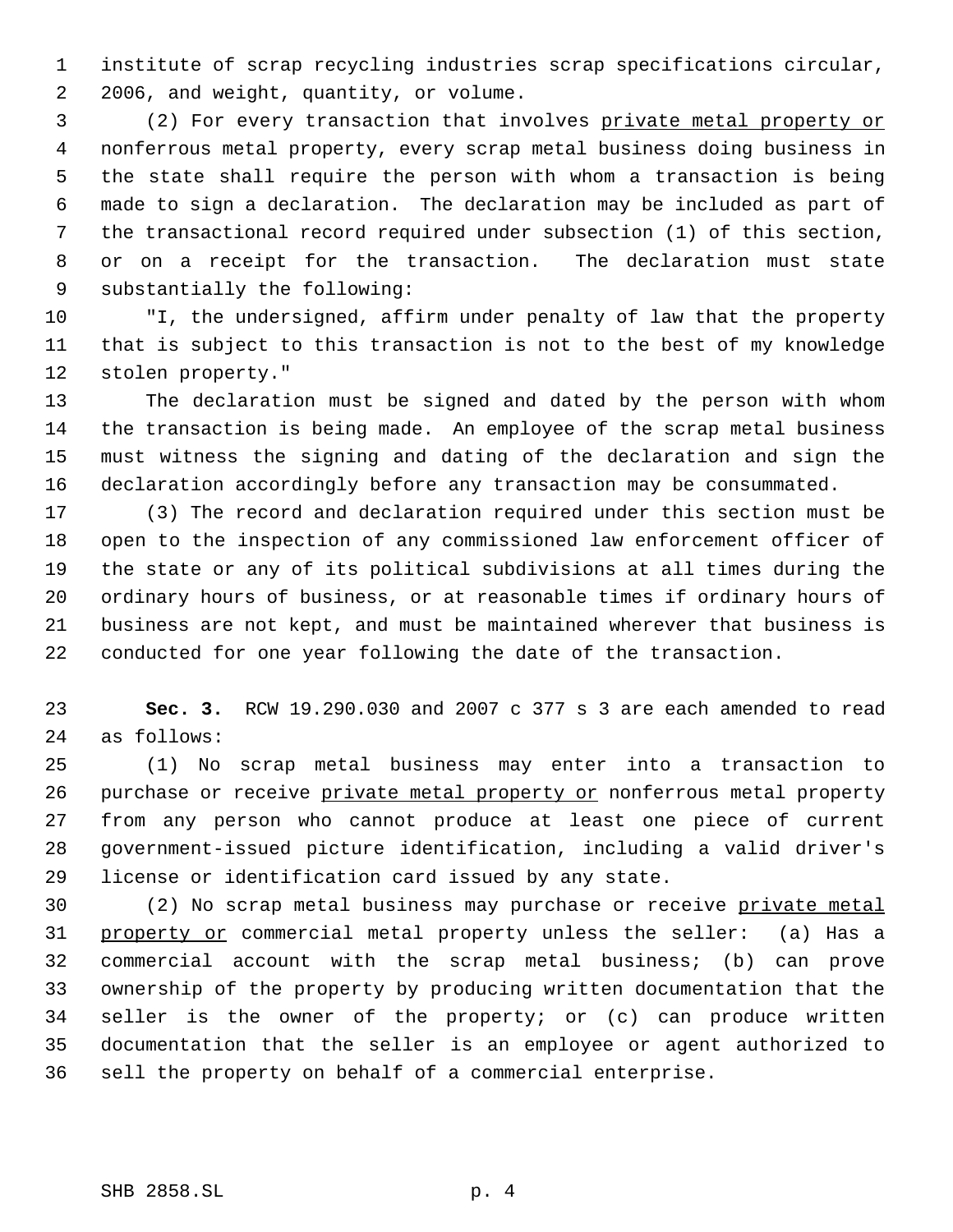institute of scrap recycling industries scrap specifications circular, 2006, and weight, quantity, or volume.

(2) For every transaction that involves private metal property or nonferrous metal property, every scrap metal business doing business in the state shall require the person with whom a transaction is being made to sign a declaration. The declaration may be included as part of the transactional record required under subsection (1) of this section, or on a receipt for the transaction. The declaration must state substantially the following:

"I, the undersigned, affirm under penalty of law that the property that is subject to this transaction is not to the best of my knowledge stolen property."

The declaration must be signed and dated by the person with whom the transaction is being made. An employee of the scrap metal business must witness the signing and dating of the declaration and sign the declaration accordingly before any transaction may be consummated.

(3) The record and declaration required under this section must be open to the inspection of any commissioned law enforcement officer of the state or any of its political subdivisions at all times during the ordinary hours of business, or at reasonable times if ordinary hours of business are not kept, and must be maintained wherever that business is conducted for one year following the date of the transaction.

**Sec. 3.** RCW 19.290.030 and 2007 c 377 s 3 are each amended to read as follows:

(1) No scrap metal business may enter into a transaction to purchase or receive private metal property or nonferrous metal property from any person who cannot produce at least one piece of current government-issued picture identification, including a valid driver's license or identification card issued by any state.

(2) No scrap metal business may purchase or receive private metal property or commercial metal property unless the seller: (a) Has a commercial account with the scrap metal business; (b) can prove ownership of the property by producing written documentation that the seller is the owner of the property; or (c) can produce written documentation that the seller is an employee or agent authorized to sell the property on behalf of a commercial enterprise.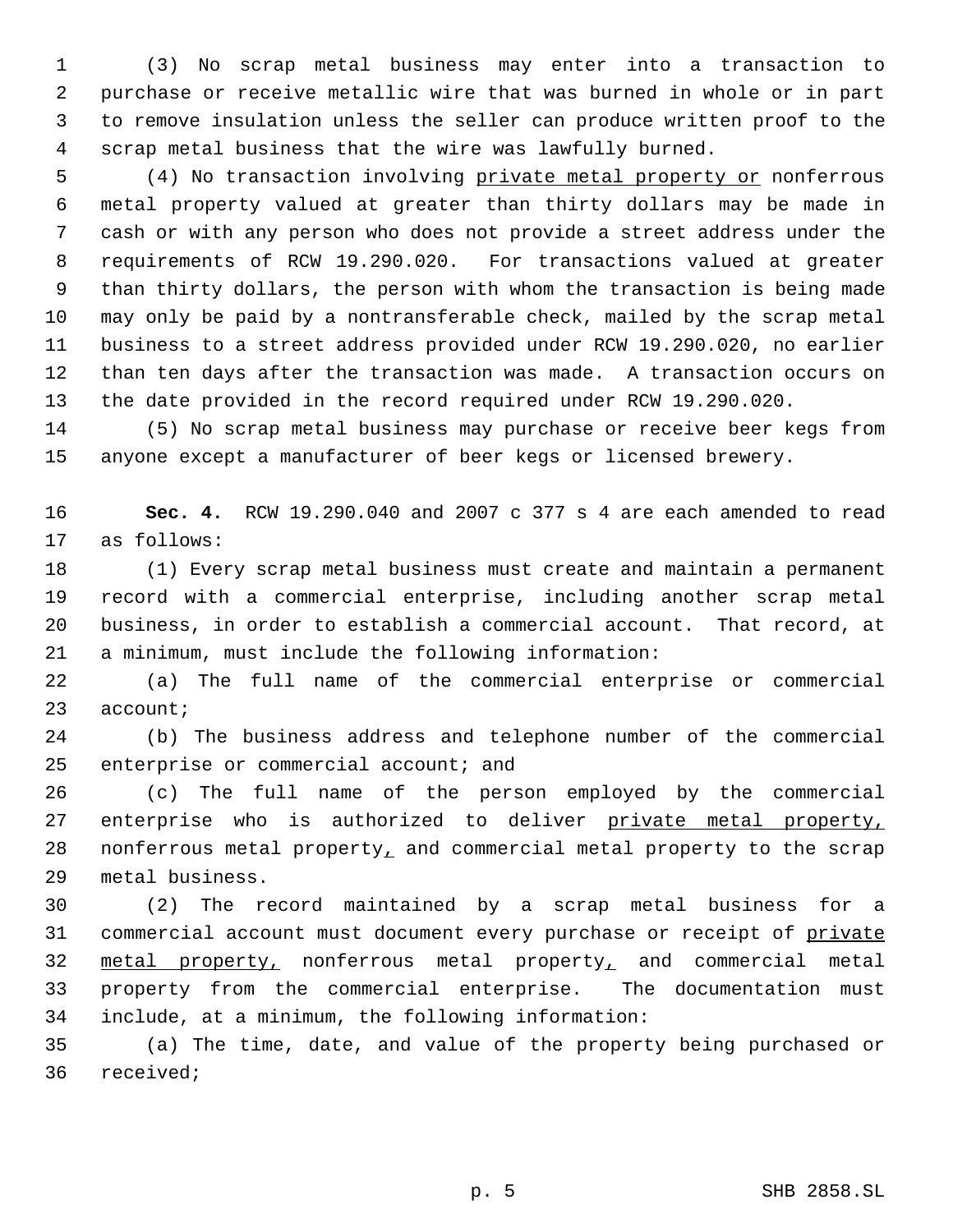(3) No scrap metal business may enter into a transaction to purchase or receive metallic wire that was burned in whole or in part to remove insulation unless the seller can produce written proof to the scrap metal business that the wire was lawfully burned.

(4) No transaction involving <u>private metal property or</u> nonferrous metal property valued at greater than thirty dollars may be made in cash or with any person who does not provide a street address under the requirements of RCW 19.290.020. For transactions valued at greater than thirty dollars, the person with whom the transaction is being made may only be paid by a nontransferable check, mailed by the scrap metal business to a street address provided under RCW 19.290.020, no earlier than ten days after the transaction was made. A transaction occurs on the date provided in the record required under RCW 19.290.020.

(5) No scrap metal business may purchase or receive beer kegs from anyone except a manufacturer of beer kegs or licensed brewery.

**Sec. 4.** RCW 19.290.040 and 2007 c 377 s 4 are each amended to read as follows:

(1) Every scrap metal business must create and maintain a permanent record with a commercial enterprise, including another scrap metal business, in order to establish a commercial account. That record, at a minimum, must include the following information:

(a) The full name of the commercial enterprise or commercial account;

(b) The business address and telephone number of the commercial enterprise or commercial account; and

(c) The full name of the person employed by the commercial enterprise who is authorized to deliver <u>private metal property,</u> nonferrous metal property<u>,</u> and commercial metal property to the scrap metal business.

(2) The record maintained by a scrap metal business for a commercial account must document every purchase or receipt of <u>private metal property,</u> nonferrous metal property<u>,</u> and commercial metal property from the commercial enterprise. The documentation must include, at a minimum, the following information:

(a) The time, date, and value of the property being purchased or received;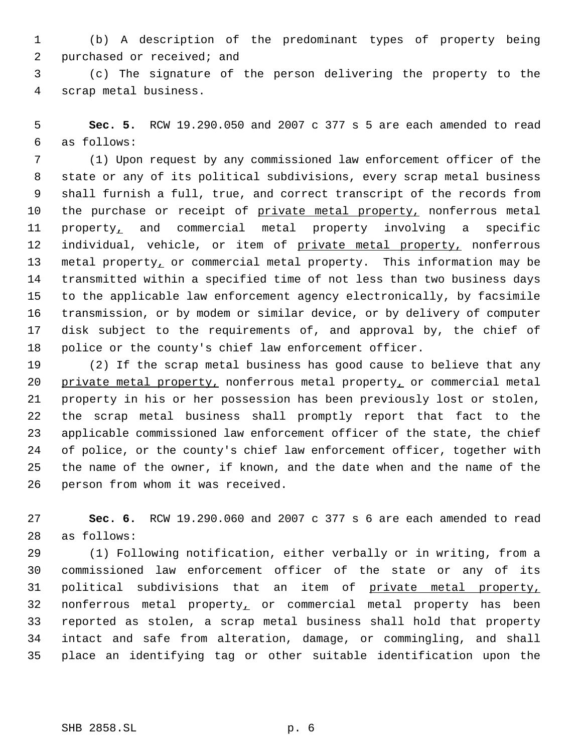(b) A description of the predominant types of property being purchased or received; and

(c) The signature of the person delivering the property to the scrap metal business.

**Sec. 5.** RCW 19.290.050 and 2007 c 377 s 5 are each amended to read as follows:

(1) Upon request by any commissioned law enforcement officer of the state or any of its political subdivisions, every scrap metal business shall furnish a full, true, and correct transcript of the records from the purchase or receipt of private metal property, nonferrous metal property, and commercial metal property involving a specific individual, vehicle, or item of private metal property, nonferrous metal property, or commercial metal property. This information may be transmitted within a specified time of not less than two business days to the applicable law enforcement agency electronically, by facsimile transmission, or by modem or similar device, or by delivery of computer disk subject to the requirements of, and approval by, the chief of police or the county's chief law enforcement officer.

(2) If the scrap metal business has good cause to believe that any private metal property, nonferrous metal property, or commercial metal property in his or her possession has been previously lost or stolen, the scrap metal business shall promptly report that fact to the applicable commissioned law enforcement officer of the state, the chief of police, or the county's chief law enforcement officer, together with the name of the owner, if known, and the date when and the name of the person from whom it was received.

**Sec. 6.** RCW 19.290.060 and 2007 c 377 s 6 are each amended to read as follows:

(1) Following notification, either verbally or in writing, from a commissioned law enforcement officer of the state or any of its political subdivisions that an item of private metal property, nonferrous metal property, or commercial metal property has been reported as stolen, a scrap metal business shall hold that property intact and safe from alteration, damage, or commingling, and shall place an identifying tag or other suitable identification upon the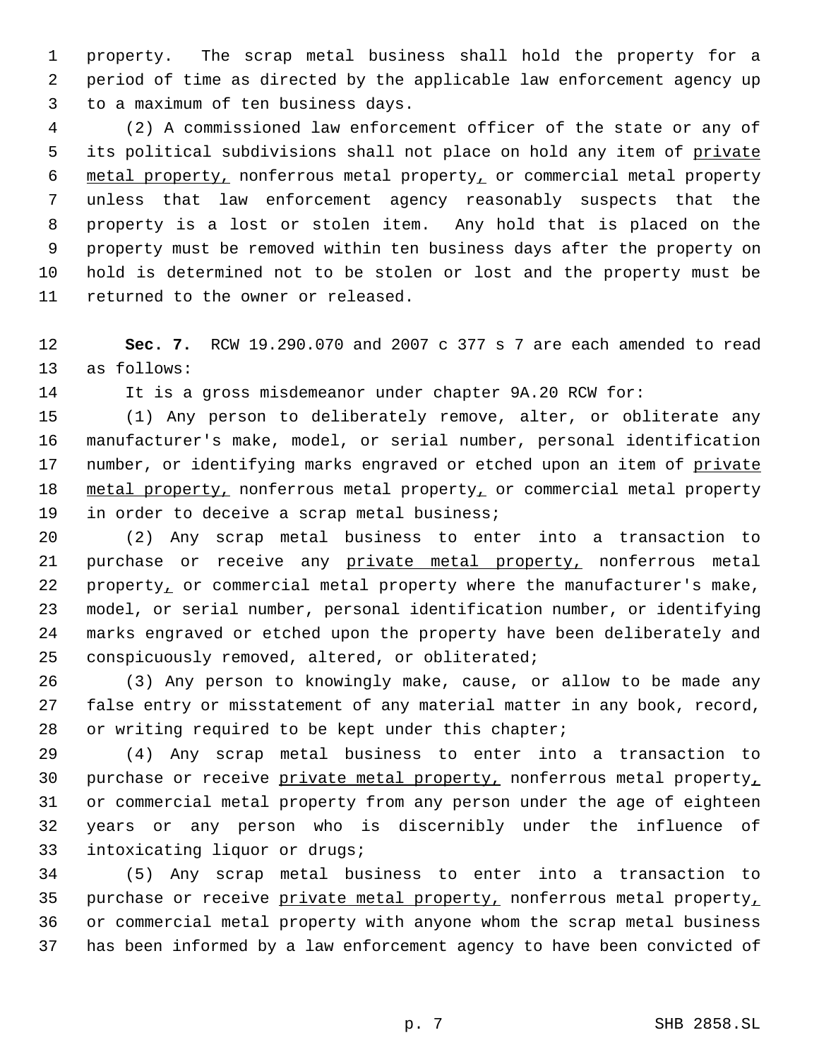property. The scrap metal business shall hold the property for a period of time as directed by the applicable law enforcement agency up to a maximum of ten business days.

(2) A commissioned law enforcement officer of the state or any of its political subdivisions shall not place on hold any item of private metal property, nonferrous metal property, or commercial metal property unless that law enforcement agency reasonably suspects that the property is a lost or stolen item. Any hold that is placed on the property must be removed within ten business days after the property on hold is determined not to be stolen or lost and the property must be returned to the owner or released.

**Sec. 7.** RCW 19.290.070 and 2007 c 377 s 7 are each amended to read as follows:

It is a gross misdemeanor under chapter 9A.20 RCW for:

(1) Any person to deliberately remove, alter, or obliterate any manufacturer's make, model, or serial number, personal identification number, or identifying marks engraved or etched upon an item of private metal property, nonferrous metal property, or commercial metal property in order to deceive a scrap metal business;

(2) Any scrap metal business to enter into a transaction to purchase or receive any private metal property, nonferrous metal property, or commercial metal property where the manufacturer's make, model, or serial number, personal identification number, or identifying marks engraved or etched upon the property have been deliberately and conspicuously removed, altered, or obliterated;

(3) Any person to knowingly make, cause, or allow to be made any false entry or misstatement of any material matter in any book, record, or writing required to be kept under this chapter;

(4) Any scrap metal business to enter into a transaction to purchase or receive private metal property, nonferrous metal property, or commercial metal property from any person under the age of eighteen years or any person who is discernibly under the influence of intoxicating liquor or drugs;

(5) Any scrap metal business to enter into a transaction to purchase or receive private metal property, nonferrous metal property, or commercial metal property with anyone whom the scrap metal business has been informed by a law enforcement agency to have been convicted of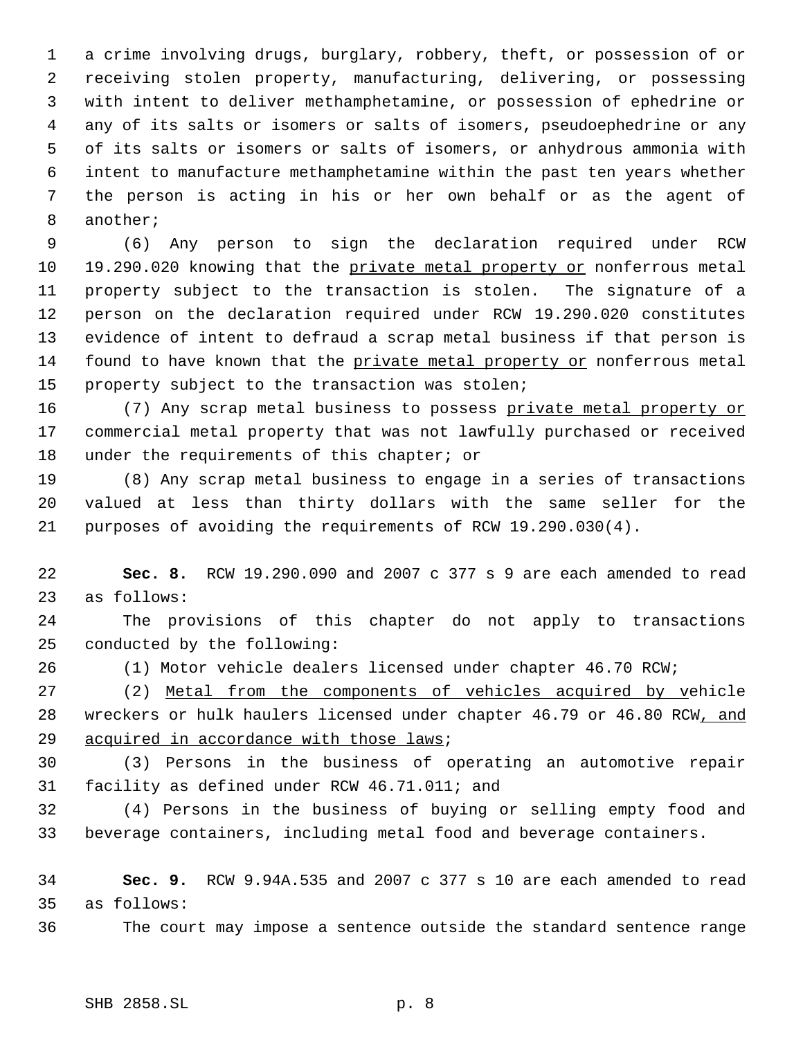a crime involving drugs, burglary, robbery, theft, or possession of or receiving stolen property, manufacturing, delivering, or possessing with intent to deliver methamphetamine, or possession of ephedrine or any of its salts or isomers or salts of isomers, pseudoephedrine or any of its salts or isomers or salts of isomers, or anhydrous ammonia with intent to manufacture methamphetamine within the past ten years whether the person is acting in his or her own behalf or as the agent of another;

(6) Any person to sign the declaration required under RCW 19.290.020 knowing that the <u>private metal property or</u> nonferrous metal property subject to the transaction is stolen. The signature of a person on the declaration required under RCW 19.290.020 constitutes evidence of intent to defraud a scrap metal business if that person is found to have known that the <u>private metal property or</u> nonferrous metal property subject to the transaction was stolen;

(7) Any scrap metal business to possess <u>private metal property or</u> commercial metal property that was not lawfully purchased or received under the requirements of this chapter; or

(8) Any scrap metal business to engage in a series of transactions valued at less than thirty dollars with the same seller for the purposes of avoiding the requirements of RCW 19.290.030(4).

**Sec. 8.** RCW 19.290.090 and 2007 c 377 s 9 are each amended to read as follows:

The provisions of this chapter do not apply to transactions conducted by the following:

(1) Motor vehicle dealers licensed under chapter 46.70 RCW;

(2) <u>Metal from the components of vehicles acquired by v</u>ehicle wreckers or hulk haulers licensed under chapter 46.79 or 46.80 RCW<u>, and acquired in accordance with those laws</u>;

(3) Persons in the business of operating an automotive repair facility as defined under RCW 46.71.011; and

(4) Persons in the business of buying or selling empty food and beverage containers, including metal food and beverage containers.

**Sec. 9.** RCW 9.94A.535 and 2007 c 377 s 10 are each amended to read as follows:

The court may impose a sentence outside the standard sentence range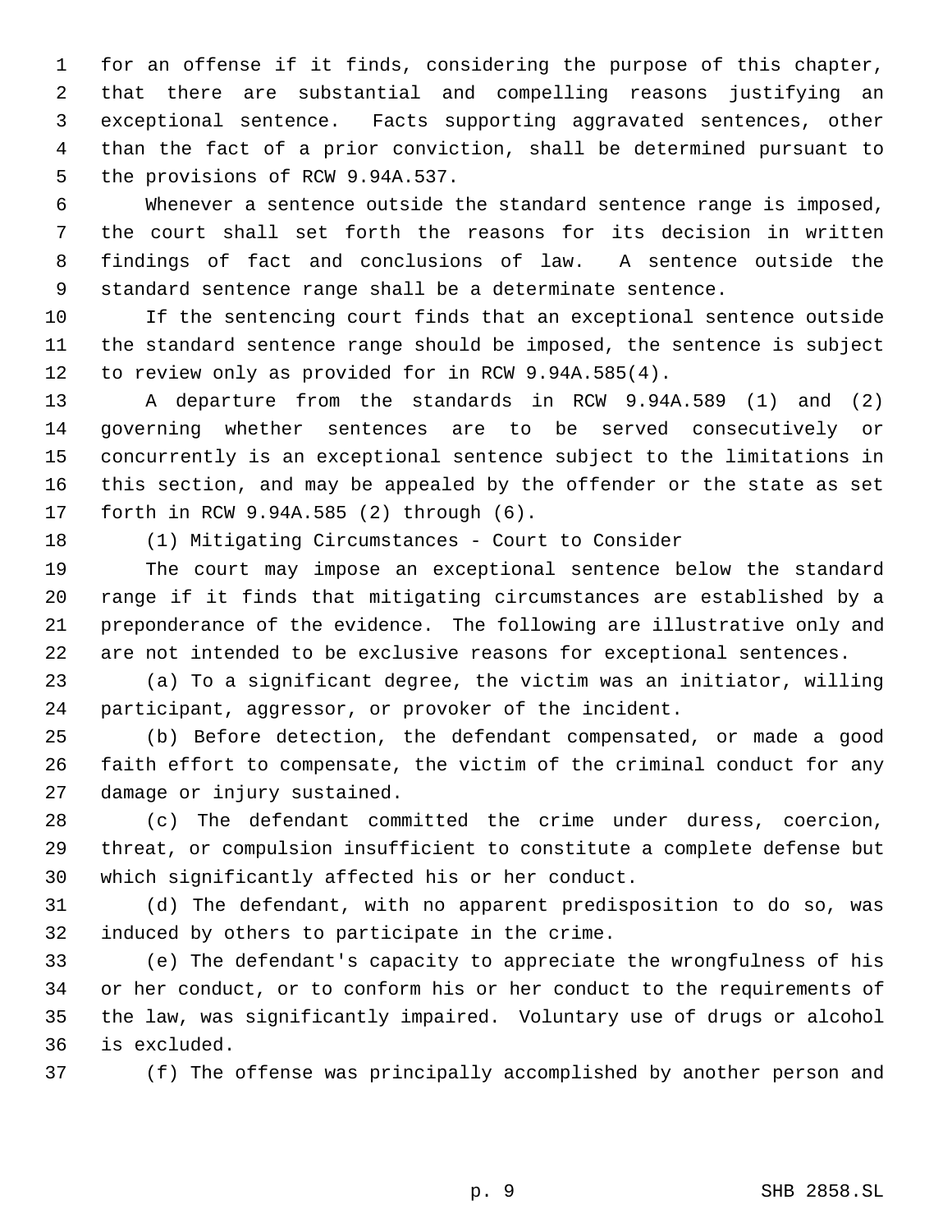for an offense if it finds, considering the purpose of this chapter, that there are substantial and compelling reasons justifying an exceptional sentence. Facts supporting aggravated sentences, other than the fact of a prior conviction, shall be determined pursuant to the provisions of RCW 9.94A.537.

Whenever a sentence outside the standard sentence range is imposed, the court shall set forth the reasons for its decision in written findings of fact and conclusions of law. A sentence outside the standard sentence range shall be a determinate sentence.

If the sentencing court finds that an exceptional sentence outside the standard sentence range should be imposed, the sentence is subject to review only as provided for in RCW 9.94A.585(4).

A departure from the standards in RCW 9.94A.589 (1) and (2) governing whether sentences are to be served consecutively or concurrently is an exceptional sentence subject to the limitations in this section, and may be appealed by the offender or the state as set forth in RCW 9.94A.585 (2) through (6).

(1) Mitigating Circumstances - Court to Consider

The court may impose an exceptional sentence below the standard range if it finds that mitigating circumstances are established by a preponderance of the evidence. The following are illustrative only and are not intended to be exclusive reasons for exceptional sentences.

(a) To a significant degree, the victim was an initiator, willing participant, aggressor, or provoker of the incident.

(b) Before detection, the defendant compensated, or made a good faith effort to compensate, the victim of the criminal conduct for any damage or injury sustained.

(c) The defendant committed the crime under duress, coercion, threat, or compulsion insufficient to constitute a complete defense but which significantly affected his or her conduct.

(d) The defendant, with no apparent predisposition to do so, was induced by others to participate in the crime.

(e) The defendant's capacity to appreciate the wrongfulness of his or her conduct, or to conform his or her conduct to the requirements of the law, was significantly impaired. Voluntary use of drugs or alcohol is excluded.

(f) The offense was principally accomplished by another person and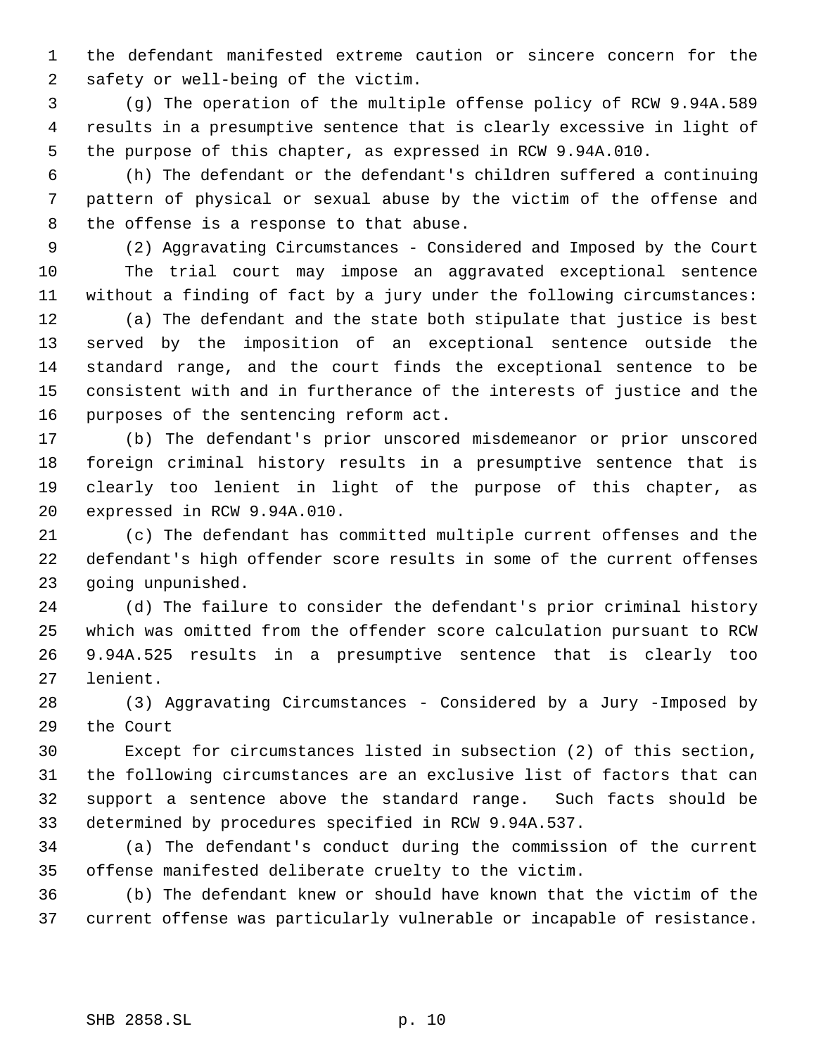the defendant manifested extreme caution or sincere concern for the safety or well-being of the victim.

(g) The operation of the multiple offense policy of RCW 9.94A.589 results in a presumptive sentence that is clearly excessive in light of the purpose of this chapter, as expressed in RCW 9.94A.010.

(h) The defendant or the defendant's children suffered a continuing pattern of physical or sexual abuse by the victim of the offense and the offense is a response to that abuse.

(2) Aggravating Circumstances - Considered and Imposed by the Court

The trial court may impose an aggravated exceptional sentence without a finding of fact by a jury under the following circumstances:

(a) The defendant and the state both stipulate that justice is best served by the imposition of an exceptional sentence outside the standard range, and the court finds the exceptional sentence to be consistent with and in furtherance of the interests of justice and the purposes of the sentencing reform act.

(b) The defendant's prior unscored misdemeanor or prior unscored foreign criminal history results in a presumptive sentence that is clearly too lenient in light of the purpose of this chapter, as expressed in RCW 9.94A.010.

(c) The defendant has committed multiple current offenses and the defendant's high offender score results in some of the current offenses going unpunished.

(d) The failure to consider the defendant's prior criminal history which was omitted from the offender score calculation pursuant to RCW 9.94A.525 results in a presumptive sentence that is clearly too lenient.

(3) Aggravating Circumstances - Considered by a Jury -Imposed by the Court

Except for circumstances listed in subsection (2) of this section, the following circumstances are an exclusive list of factors that can support a sentence above the standard range. Such facts should be determined by procedures specified in RCW 9.94A.537.

(a) The defendant's conduct during the commission of the current offense manifested deliberate cruelty to the victim.

(b) The defendant knew or should have known that the victim of the current offense was particularly vulnerable or incapable of resistance.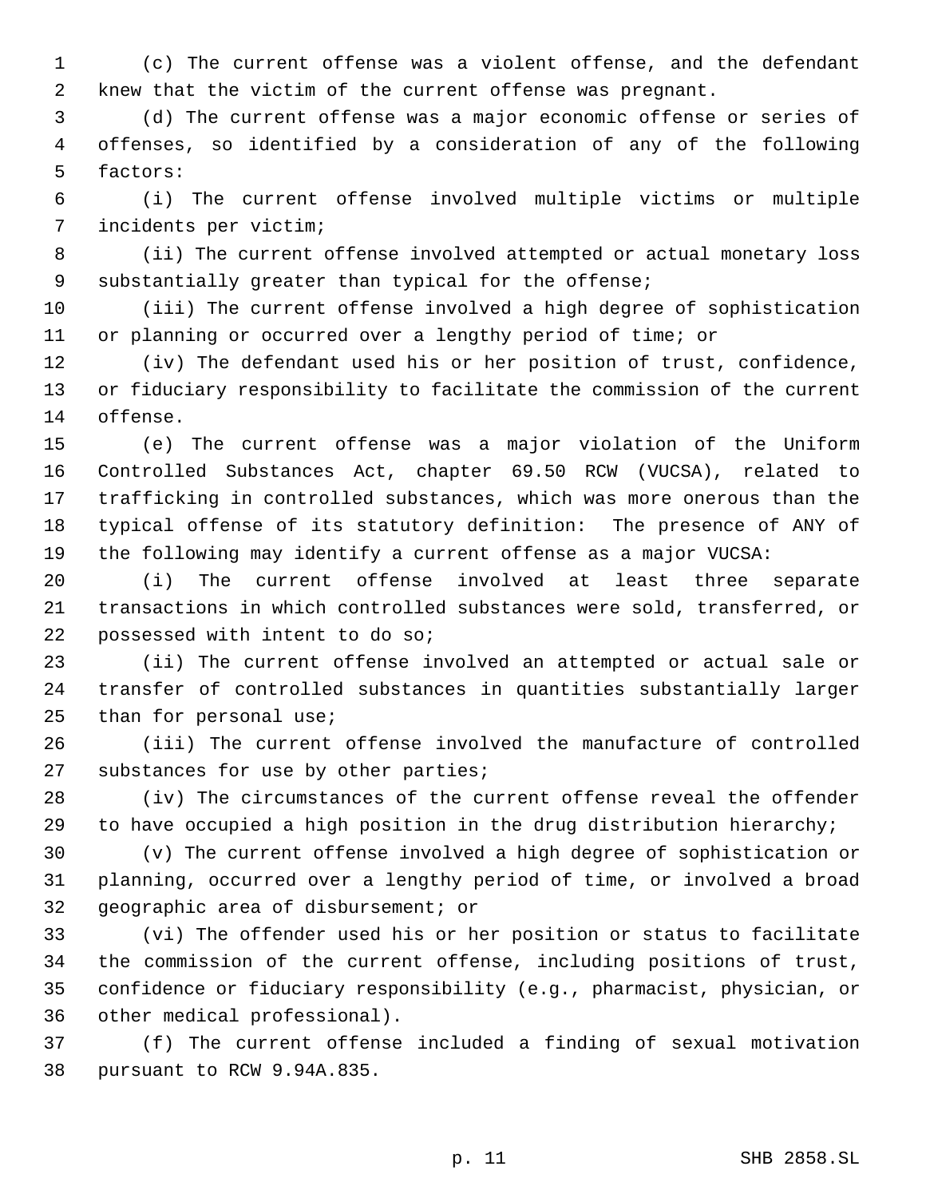(c) The current offense was a violent offense, and the defendant knew that the victim of the current offense was pregnant.

(d) The current offense was a major economic offense or series of offenses, so identified by a consideration of any of the following factors:

(i) The current offense involved multiple victims or multiple incidents per victim;

(ii) The current offense involved attempted or actual monetary loss substantially greater than typical for the offense;

(iii) The current offense involved a high degree of sophistication or planning or occurred over a lengthy period of time; or

(iv) The defendant used his or her position of trust, confidence, or fiduciary responsibility to facilitate the commission of the current offense.

(e) The current offense was a major violation of the Uniform Controlled Substances Act, chapter 69.50 RCW (VUCSA), related to trafficking in controlled substances, which was more onerous than the typical offense of its statutory definition: The presence of ANY of the following may identify a current offense as a major VUCSA:

(i) The current offense involved at least three separate transactions in which controlled substances were sold, transferred, or possessed with intent to do so;

(ii) The current offense involved an attempted or actual sale or transfer of controlled substances in quantities substantially larger than for personal use;

(iii) The current offense involved the manufacture of controlled substances for use by other parties;

(iv) The circumstances of the current offense reveal the offender to have occupied a high position in the drug distribution hierarchy;

(v) The current offense involved a high degree of sophistication or planning, occurred over a lengthy period of time, or involved a broad geographic area of disbursement; or

(vi) The offender used his or her position or status to facilitate the commission of the current offense, including positions of trust, confidence or fiduciary responsibility (e.g., pharmacist, physician, or other medical professional).

(f) The current offense included a finding of sexual motivation pursuant to RCW 9.94A.835.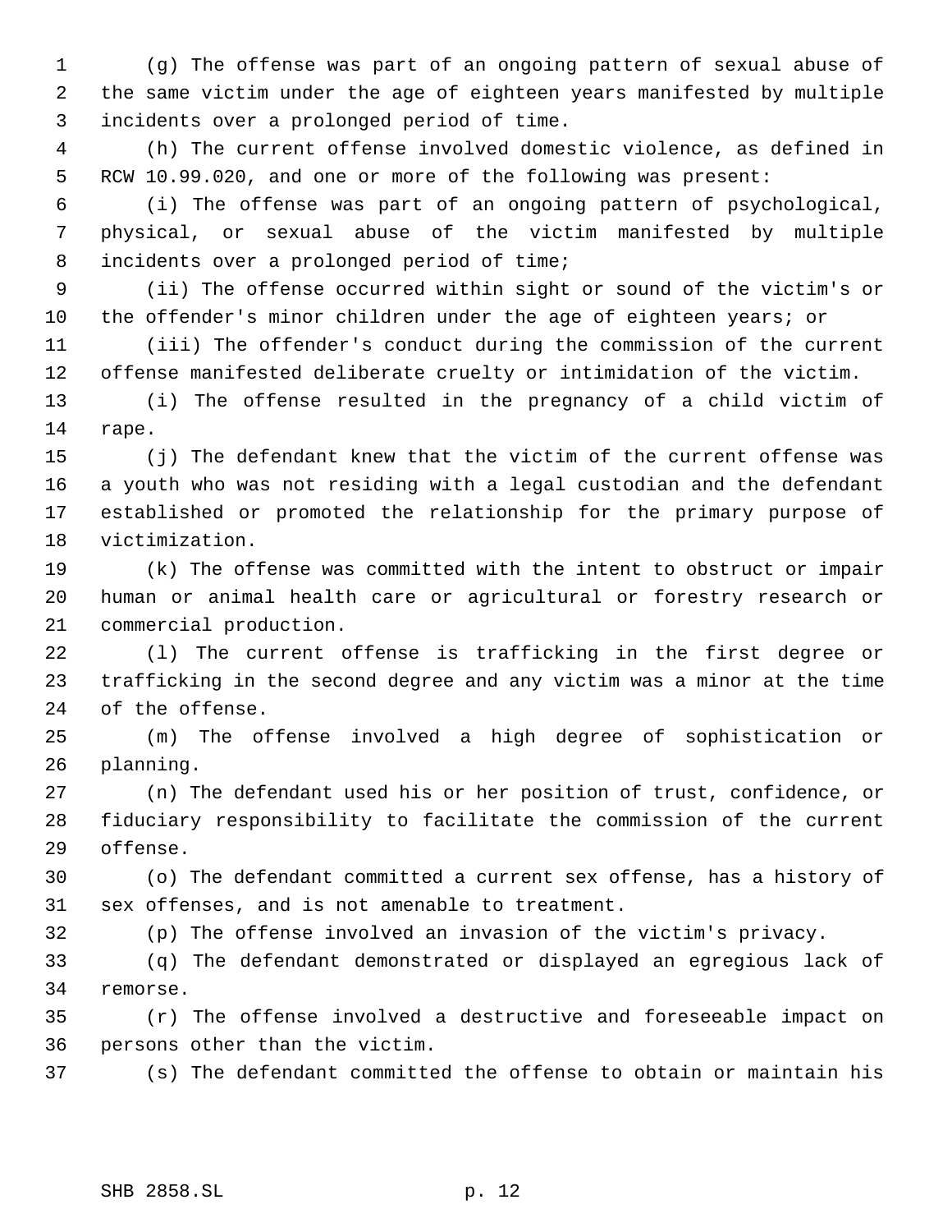(g) The offense was part of an ongoing pattern of sexual abuse of the same victim under the age of eighteen years manifested by multiple incidents over a prolonged period of time.

(h) The current offense involved domestic violence, as defined in RCW 10.99.020, and one or more of the following was present:

(i) The offense was part of an ongoing pattern of psychological, physical, or sexual abuse of the victim manifested by multiple incidents over a prolonged period of time;

(ii) The offense occurred within sight or sound of the victim's or the offender's minor children under the age of eighteen years; or

(iii) The offender's conduct during the commission of the current offense manifested deliberate cruelty or intimidation of the victim.

(i) The offense resulted in the pregnancy of a child victim of rape.

(j) The defendant knew that the victim of the current offense was a youth who was not residing with a legal custodian and the defendant established or promoted the relationship for the primary purpose of victimization.

(k) The offense was committed with the intent to obstruct or impair human or animal health care or agricultural or forestry research or commercial production.

(l) The current offense is trafficking in the first degree or trafficking in the second degree and any victim was a minor at the time of the offense.

(m) The offense involved a high degree of sophistication or planning.

(n) The defendant used his or her position of trust, confidence, or fiduciary responsibility to facilitate the commission of the current offense.

(o) The defendant committed a current sex offense, has a history of sex offenses, and is not amenable to treatment.

(p) The offense involved an invasion of the victim's privacy.

(q) The defendant demonstrated or displayed an egregious lack of remorse.

(r) The offense involved a destructive and foreseeable impact on persons other than the victim.

(s) The defendant committed the offense to obtain or maintain his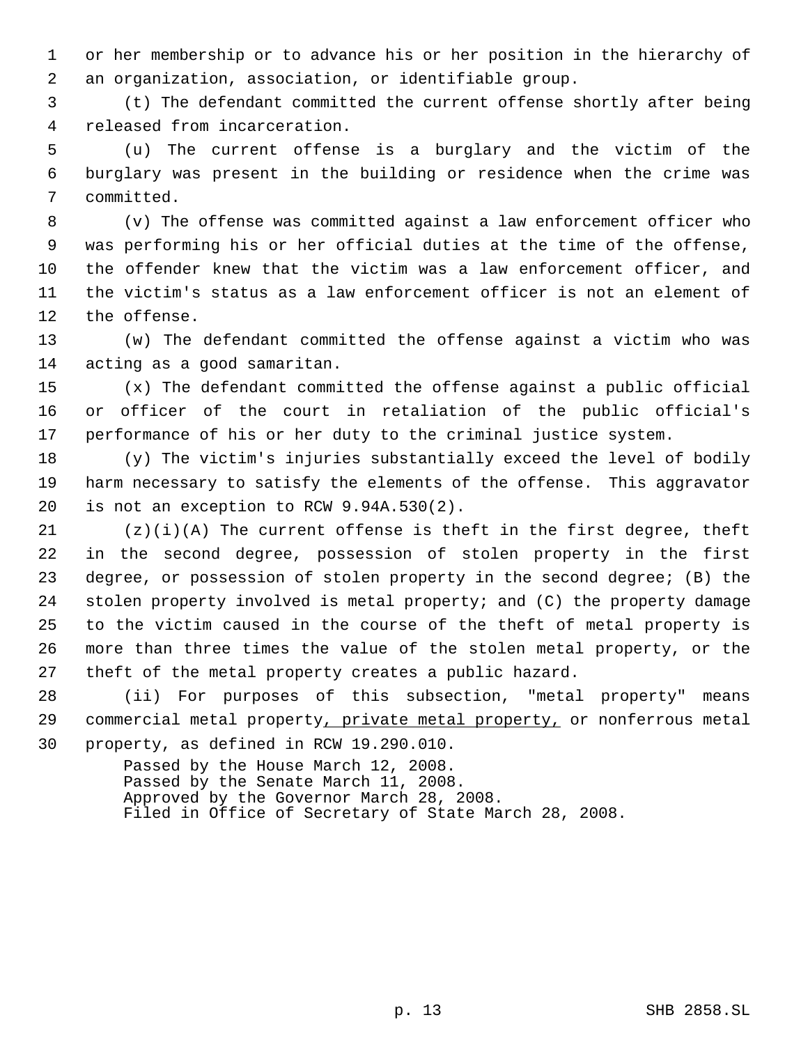or her membership or to advance his or her position in the hierarchy of an organization, association, or identifiable group.

(t) The defendant committed the current offense shortly after being released from incarceration.

(u) The current offense is a burglary and the victim of the burglary was present in the building or residence when the crime was committed.

(v) The offense was committed against a law enforcement officer who was performing his or her official duties at the time of the offense, the offender knew that the victim was a law enforcement officer, and the victim's status as a law enforcement officer is not an element of the offense.

(w) The defendant committed the offense against a victim who was acting as a good samaritan.

(x) The defendant committed the offense against a public official or officer of the court in retaliation of the public official's performance of his or her duty to the criminal justice system.

(y) The victim's injuries substantially exceed the level of bodily harm necessary to satisfy the elements of the offense. This aggravator is not an exception to RCW 9.94A.530(2).

(z)(i)(A) The current offense is theft in the first degree, theft in the second degree, possession of stolen property in the first degree, or possession of stolen property in the second degree; (B) the stolen property involved is metal property; and (C) the property damage to the victim caused in the course of the theft of metal property is more than three times the value of the stolen metal property, or the theft of the metal property creates a public hazard.

(ii) For purposes of this subsection, "metal property" means commercial metal property<u>, private metal property,</u> or nonferrous metal property, as defined in RCW 19.290.010.

Passed by the House March 12, 2008.
Passed by the Senate March 11, 2008.
Approved by the Governor March 28, 2008.
Filed in Office of Secretary of State March 28, 2008.